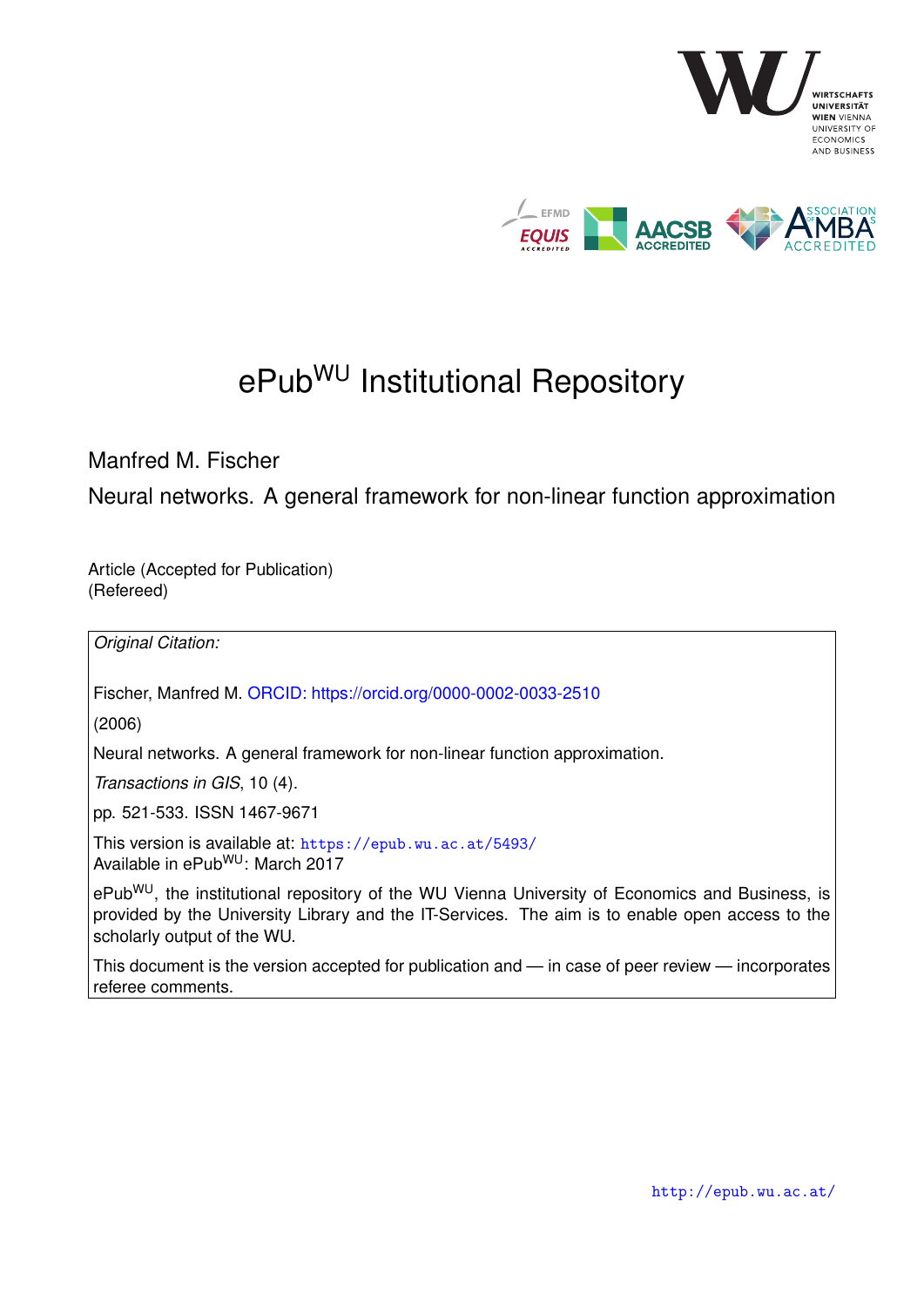# ePub$^{\text{WU}}$ Institutional Repository

Manfred M. Fischer

Neural networks. A general framework for non-linear function approximation

Article (Accepted for Publication)
(Refereed)

*Original Citation:*

Fischer, Manfred M. ORCID: https://orcid.org/0000-0002-0033-2510

(2006)

Neural networks. A general framework for non-linear function approximation.

*Transactions in GIS*, 10 (4).

pp. 521-533. ISSN 1467-9671

This version is available at: https://epub.wu.ac.at/5493/
Available in ePub$^{\text{WU}}$: March 2017

ePub$^{\text{WU}}$, the institutional repository of the WU Vienna University of Economics and Business, is provided by the University Library and the IT-Services. The aim is to enable open access to the scholarly output of the WU.

This document is the version accepted for publication and — in case of peer review — incorporates referee comments.

http://epub.wu.ac.at/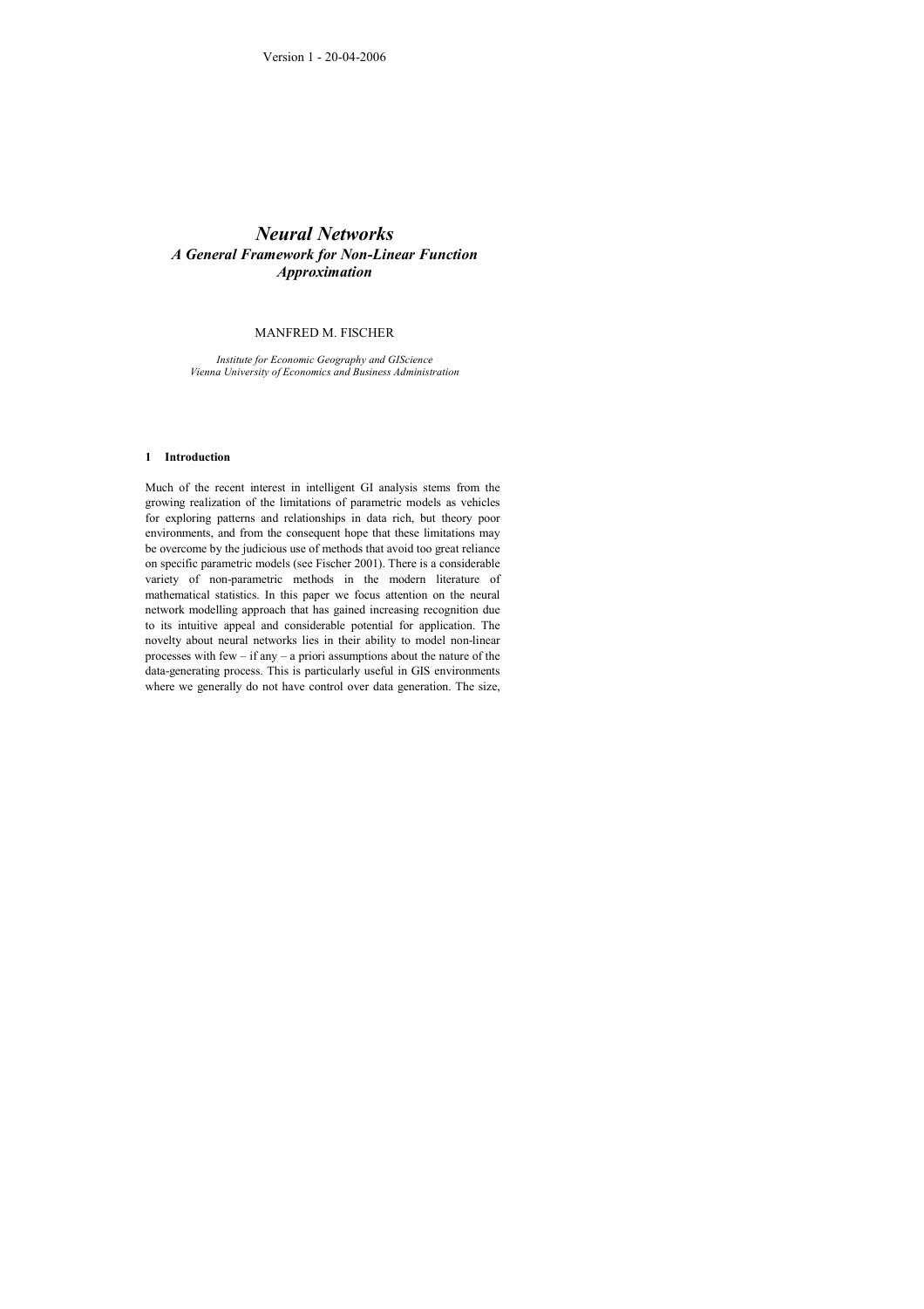# *Neural Networks*

## *A General Framework for Non-Linear Function Approximation*

MANFRED M. FISCHER

*Institute for Economic Geography and GIScience*
*Vienna University of Economics and Business Administration*

## 1 Introduction

Much of the recent interest in intelligent GI analysis stems from the growing realization of the limitations of parametric models as vehicles for exploring patterns and relationships in data rich, but theory poor environments, and from the consequent hope that these limitations may be overcome by the judicious use of methods that avoid too great reliance on specific parametric models (see Fischer 2001). There is a considerable variety of non-parametric methods in the modern literature of mathematical statistics. In this paper we focus attention on the neural network modelling approach that has gained increasing recognition due to its intuitive appeal and considerable potential for application. The novelty about neural networks lies in their ability to model non-linear processes with few – if any – a priori assumptions about the nature of the data-generating process. This is particularly useful in GIS environments where we generally do not have control over data generation. The size,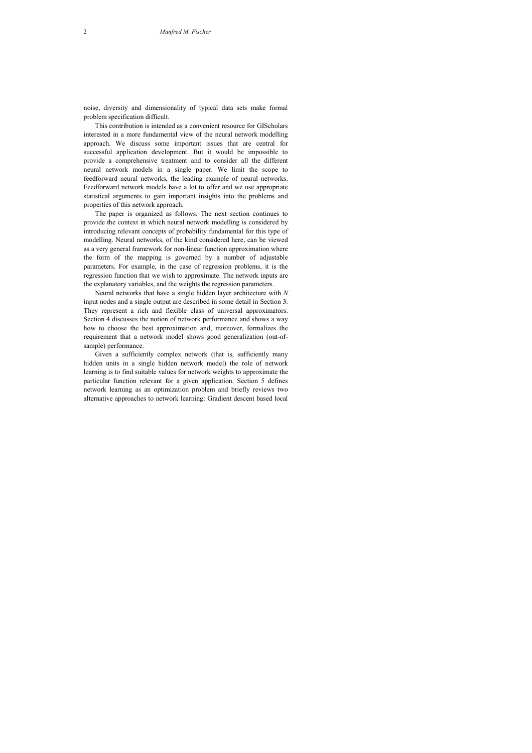noise, diversity and dimensionality of typical data sets make formal problem specification difficult.

This contribution is intended as a convenient resource for GIScholars interested in a more fundamental view of the neural network modelling approach. We discuss some important issues that are central for successful application development. But it would be impossible to provide a comprehensive treatment and to consider all the different neural network models in a single paper. We limit the scope to feedforward neural networks, the leading example of neural networks. Feedforward network models have a lot to offer and we use appropriate statistical arguments to gain important insights into the problems and properties of this network approach.

The paper is organized as follows. The next section continues to provide the context in which neural network modelling is considered by introducing relevant concepts of probability fundamental for this type of modelling. Neural networks, of the kind considered here, can be viewed as a very general framework for non-linear function approximation where the form of the mapping is governed by a number of adjustable parameters. For example, in the case of regression problems, it is the regression function that we wish to approximate. The network inputs are the explanatory variables, and the weights the regression parameters.

Neural networks that have a single hidden layer architecture with $N$ input nodes and a single output are described in some detail in Section 3. They represent a rich and flexible class of universal approximators. Section 4 discusses the notion of network performance and shows a way how to choose the best approximation and, moreover, formalizes the requirement that a network model shows good generalization (out-of-sample) performance.

Given a sufficiently complex network (that is, sufficiently many hidden units in a single hidden network model) the role of network learning is to find suitable values for network weights to approximate the particular function relevant for a given application. Section 5 defines network learning as an optimization problem and briefly reviews two alternative approaches to network learning: Gradient descent based local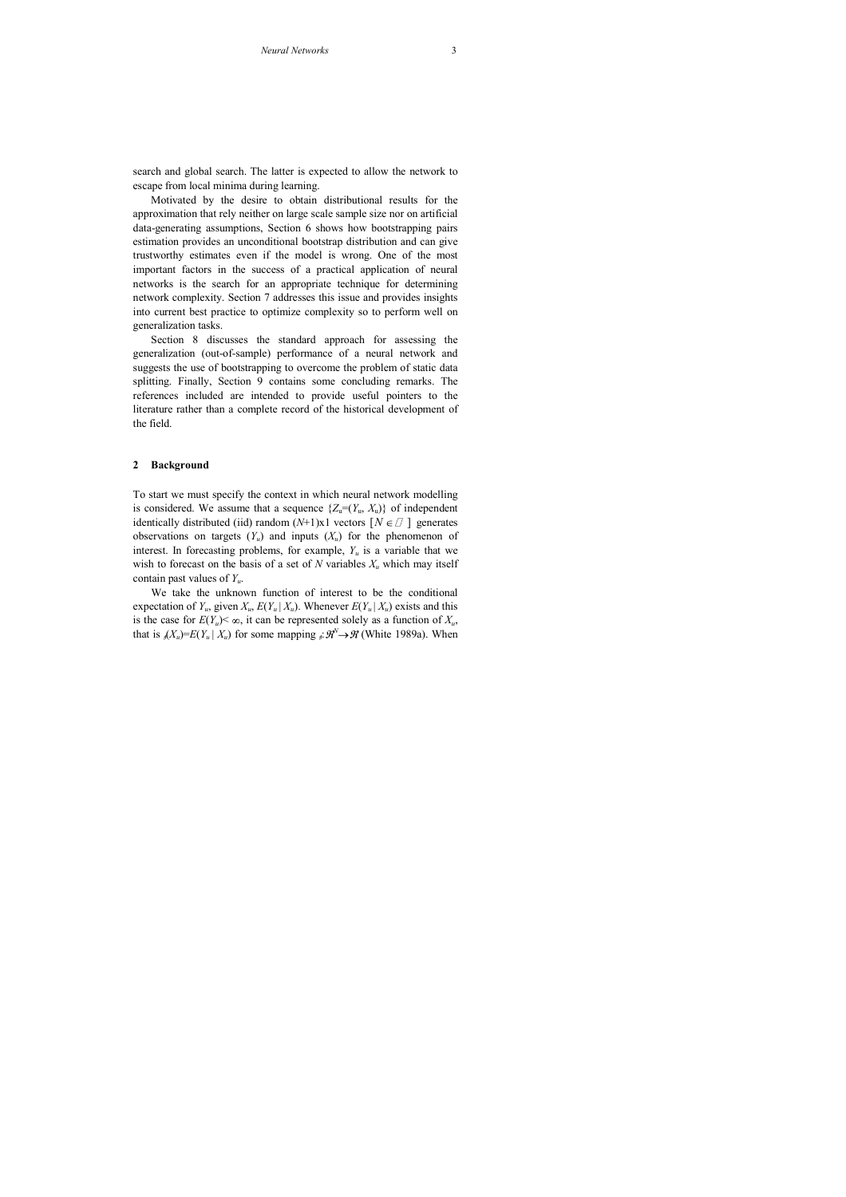search and global search. The latter is expected to allow the network to escape from local minima during learning.

Motivated by the desire to obtain distributional results for the approximation that rely neither on large scale sample size nor on artificial data-generating assumptions, Section 6 shows how bootstrapping pairs estimation provides an unconditional bootstrap distribution and can give trustworthy estimates even if the model is wrong. One of the most important factors in the success of a practical application of neural networks is the search for an appropriate technique for determining network complexity. Section 7 addresses this issue and provides insights into current best practice to optimize complexity so to perform well on generalization tasks.

Section 8 discusses the standard approach for assessing the generalization (out-of-sample) performance of a neural network and suggests the use of bootstrapping to overcome the problem of static data splitting. Finally, Section 9 contains some concluding remarks. The references included are intended to provide useful pointers to the literature rather than a complete record of the historical development of the field.

## 2 Background

To start we must specify the context in which neural network modelling is considered. We assume that a sequence $\{Z_u=(Y_u, X_u)\}$ of independent identically distributed (iid) random $(N+1)$x1 vectors $[N \in \mathbb{N}]$ generates observations on targets ($Y_u$) and inputs ($X_u$) for the phenomenon of interest. In forecasting problems, for example, $Y_u$ is a variable that we wish to forecast on the basis of a set of $N$ variables $X_u$ which may itself contain past values of $Y_u$.

We take the unknown function of interest to be the conditional expectation of $Y_u$, given $X_u$, $E(Y_u \mid X_u)$. Whenever $E(Y_u \mid X_u)$ exists and this is the case for $E(Y_u) < \infty$, it can be represented solely as a function of $X_u$, that is $\vartheta(X_u)=E(Y_u \mid X_u)$ for some mapping $\vartheta: \Re^N \rightarrow \Re$ (White 1989a). When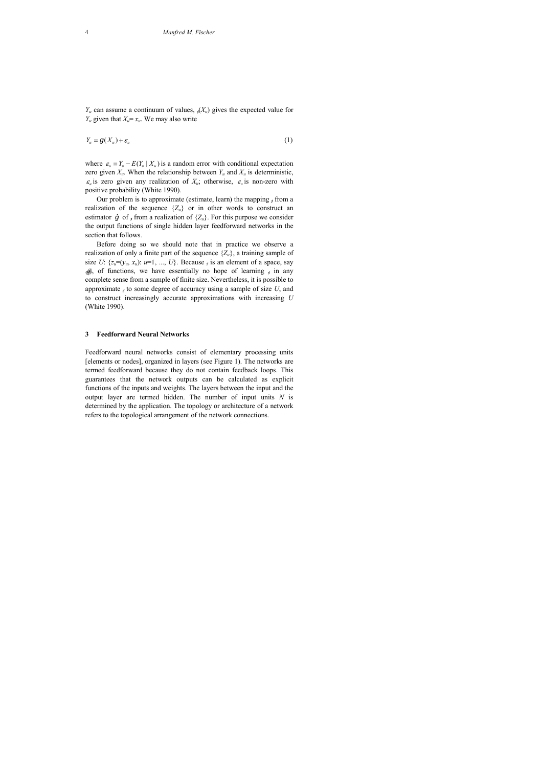$Y_u$ can assume a continuum of values, $g(X_u)$ gives the expected value for $Y_u$ given that $X_u = x_u$. We may also write

$$Y_u = g(X_u) + \varepsilon_u \tag{1}$$

where $\varepsilon_u \equiv Y_u - E(Y_u \mid X_u)$ is a random error with conditional expectation zero given $X_u$. When the relationship between $Y_u$ and $X_u$ is deterministic, $\varepsilon_u$ is zero given any realization of $X_u$; otherwise, $\varepsilon_u$ is non-zero with positive probability (White 1990).

Our problem is to approximate (estimate, learn) the mapping $g$ from a realization of the sequence $\{Z_u\}$ or in other words to construct an estimator $\hat{g}$ of $g$ from a realization of $\{Z_u\}$. For this purpose we consider the output functions of single hidden layer feedforward networks in the section that follows.

Before doing so we should note that in practice we observe a realization of only a finite part of the sequence $\{Z_u\}$, a training sample of size $U$: $\{z_u=(y_u, x_u)$: $u=1, ..., U\}$. Because $g$ is an element of a space, say $\mathcal{G}$, of functions, we have essentially no hope of learning $g$ in any complete sense from a sample of finite size. Nevertheless, it is possible to approximate $g$ to some degree of accuracy using a sample of size $U$, and to construct increasingly accurate approximations with increasing $U$ (White 1990).

## 3 Feedforward Neural Networks

Feedforward neural networks consist of elementary processing units [elements or nodes], organized in layers (see Figure 1). The networks are termed feedforward because they do not contain feedback loops. This guarantees that the network outputs can be calculated as explicit functions of the inputs and weights. The layers between the input and the output layer are termed hidden. The number of input units $N$ is determined by the application. The topology or architecture of a network refers to the topological arrangement of the network connections.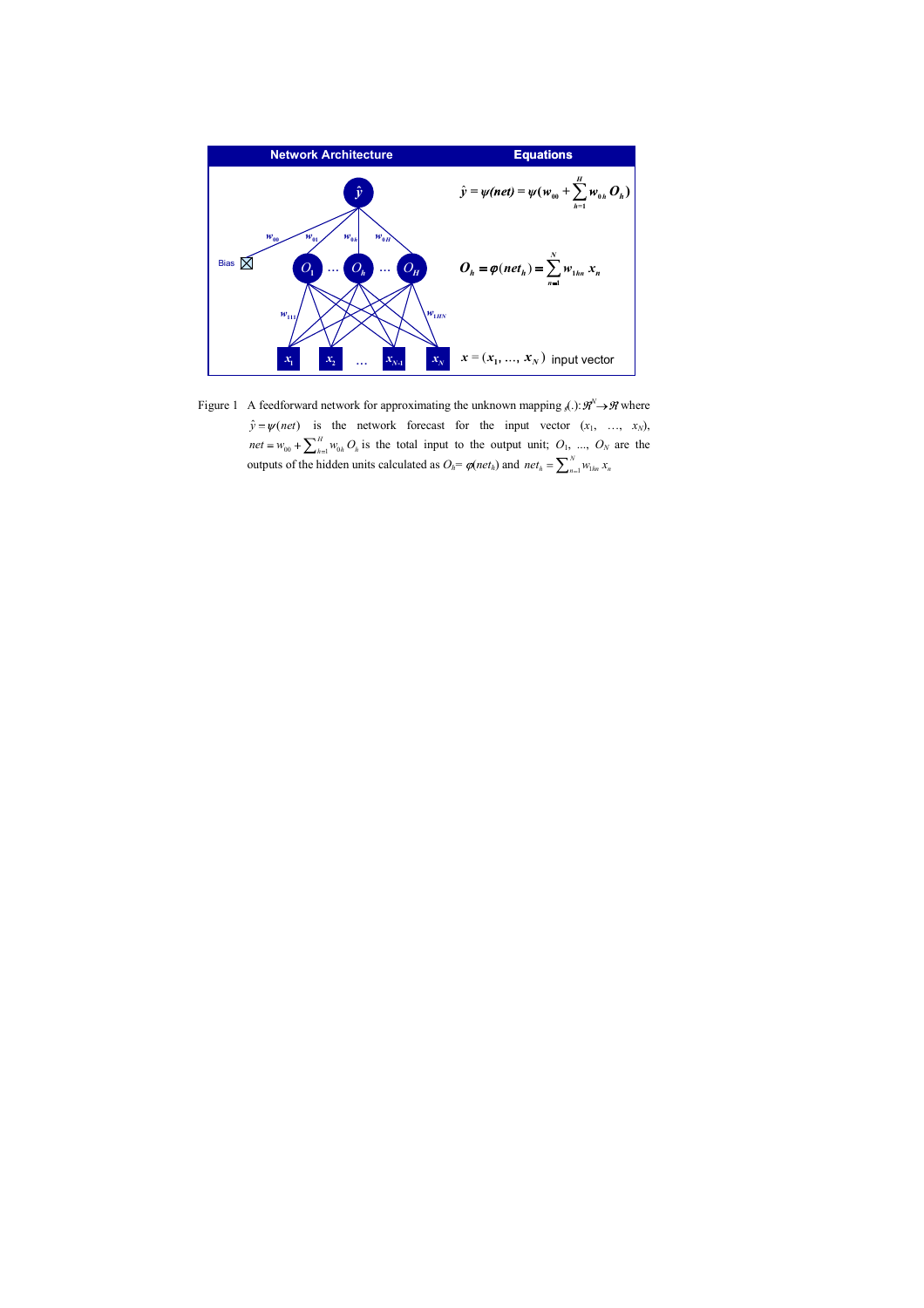| Network Architecture | Equations |
| --- | --- |
| | $\hat{y} = \psi(net) = \psi(w_{00} + \sum_{h=1}^{H} w_{0h} O_h)$ |
| | $O_h = \varphi(net_h) = \sum_{n=1}^{N} w_{1hn} x_n$ |
| | $x = (x_1, \ldots, x_N)$ input vector |

Figure 1 A feedforward network for approximating the unknown mapping $g(.): \Re^N \rightarrow \Re$ where $\hat{y} = \psi(net)$ is the network forecast for the input vector $(x_1, \ldots, x_N)$, $net = w_{00} + \sum_{h=1}^{H} w_{0h} O_h$ is the total input to the output unit; $O_1, \ldots, O_N$ are the outputs of the hidden units calculated as $O_h = \varphi(net_h)$ and $net_h = \sum_{n=1}^{N} w_{1hn} x_n$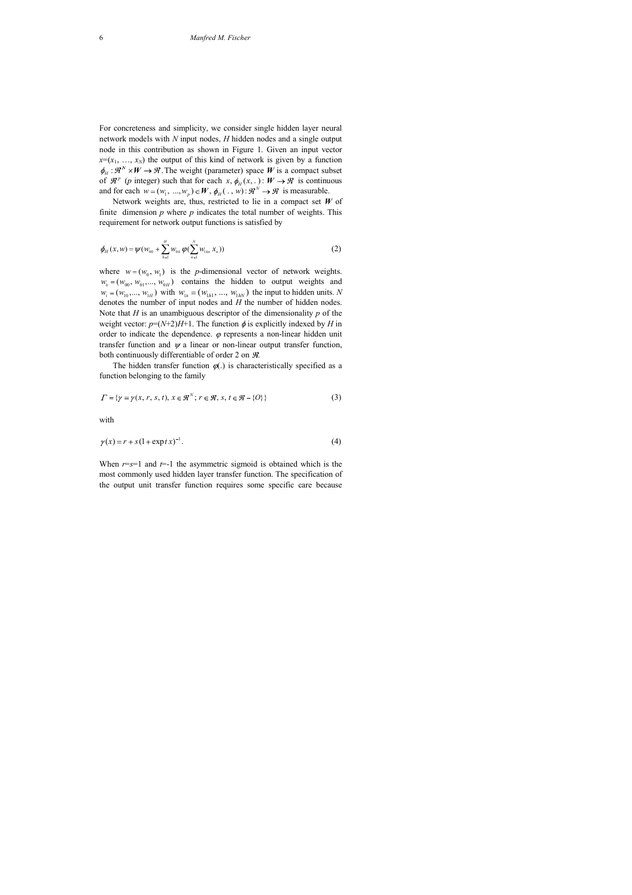For concreteness and simplicity, we consider single hidden layer neural network models with $N$ input nodes, $H$ hidden nodes and a single output node in this contribution as shown in Figure 1. Given an input vector $x=(x_1, \ldots, x_N)$ the output of this kind of network is given by a function $\phi_H : \Re^N \times \boldsymbol{W} \rightarrow \Re$. The weight (parameter) space $\boldsymbol{W}$ is a compact subset of $\Re^p$ ($p$ integer) such that for each $x$, $\phi_H(x, .) : \boldsymbol{W} \rightarrow \Re$ is continuous and for each $w = (w_1, \ldots, w_p) \in \boldsymbol{W}$, $\phi_H(\,.\,, w) : \Re^N \rightarrow \Re$ is measurable.

Network weights are, thus, restricted to lie in a compact set $\boldsymbol{W}$ of finite dimension $p$ where $p$ indicates the total number of weights. This requirement for network output functions is satisfied by

$$\phi_H(x, w) = \psi(w_{00} + \sum_{h=1}^{H} w_{0h}\, \varphi(\sum_{n=1}^{N} w_{1hn}\, x_n)) \tag{2}$$

where $w = (w_0, w_1)$ is the $p$-dimensional vector of network weights. $w_0 = (w_{00}, w_{01}, \ldots, w_{0H})$ contains the hidden to output weights and $w_1 = (w_{10}, \ldots, w_{1H})$ with $w_{1h} = (w_{1h1}, \ldots, w_{1hN})$ the input to hidden units. $N$ denotes the number of input nodes and $H$ the number of hidden nodes. Note that $H$ is an unambiguous descriptor of the dimensionality $p$ of the weight vector: $p=(N+2)H+1$. The function $\phi$ is explicitly indexed by $H$ in order to indicate the dependence. $\varphi$ represents a non-linear hidden unit transfer function and $\psi$ a linear or non-linear output transfer function, both continuously differentiable of order 2 on $\Re$.

The hidden transfer function $\varphi(.)$ is characteristically specified as a function belonging to the family

$$\Gamma = \{\gamma = \gamma(x, r, s, t),\ x \in \Re^N;\ r \in \Re,\ s, t \in \Re - \{O\}\} \tag{3}$$

with

$$\gamma(x) = r + s\,(1 + \exp t\, x)^{-1}. \tag{4}$$

When $r=s=1$ and $t=-1$ the asymmetric sigmoid is obtained which is the most commonly used hidden layer transfer function. The specification of the output unit transfer function requires some specific care because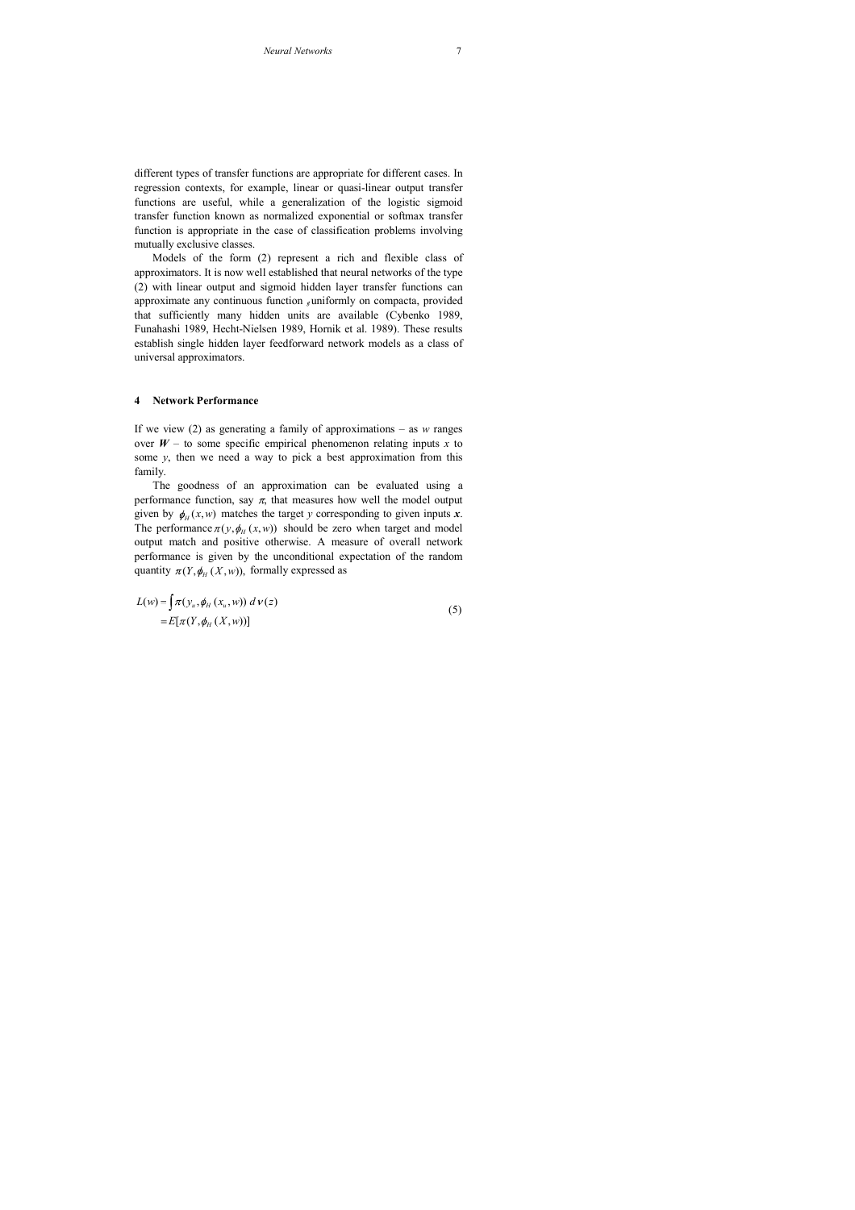different types of transfer functions are appropriate for different cases. In regression contexts, for example, linear or quasi-linear output transfer functions are useful, while a generalization of the logistic sigmoid transfer function known as normalized exponential or softmax transfer function is appropriate in the case of classification problems involving mutually exclusive classes.

Models of the form (2) represent a rich and flexible class of approximators. It is now well established that neural networks of the type (2) with linear output and sigmoid hidden layer transfer functions can approximate any continuous function $_g$ uniformly on compacta, provided that sufficiently many hidden units are available (Cybenko 1989, Funahashi 1989, Hecht-Nielsen 1989, Hornik et al. 1989). These results establish single hidden layer feedforward network models as a class of universal approximators.

## 4 Network Performance

If we view (2) as generating a family of approximations – as $w$ ranges over $\boldsymbol{W}$ – to some specific empirical phenomenon relating inputs $x$ to some $y$, then we need a way to pick a best approximation from this family.

The goodness of an approximation can be evaluated using a performance function, say $\pi$, that measures how well the model output given by $\phi_H(x,w)$ matches the target $y$ corresponding to given inputs $\boldsymbol{x}$. The performance $\pi(y,\phi_H(x,w))$ should be zero when target and model output match and positive otherwise. A measure of overall network performance is given by the unconditional expectation of the random quantity $\pi(Y,\phi_H(X,w))$, formally expressed as

$$
\begin{aligned}
L(w) &= \int \pi(y_u, \phi_H(x_u, w))\, d\nu(z) \\
&= E[\pi(Y, \phi_H(X, w))]
\end{aligned}
\tag{5}
$$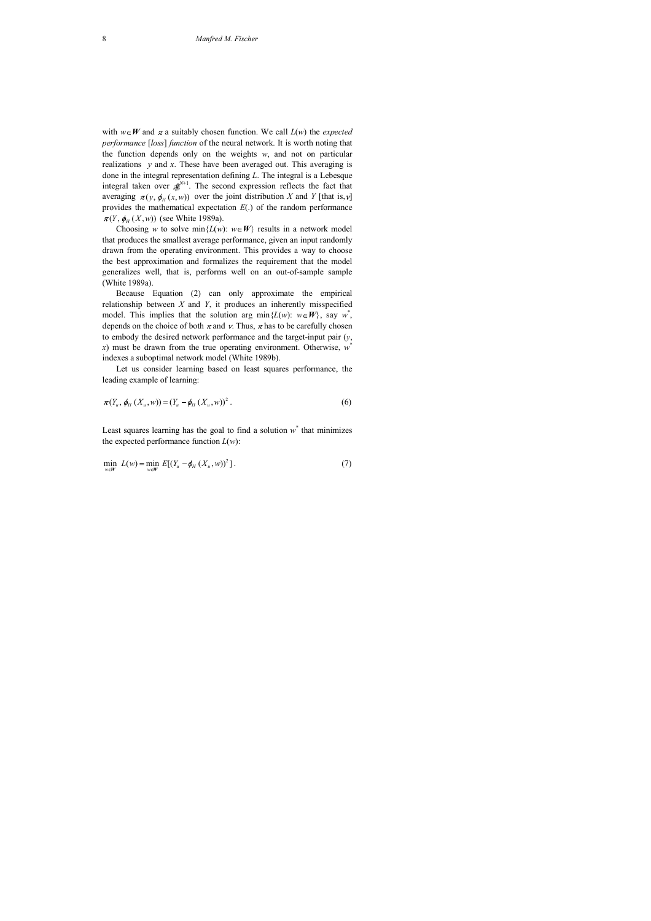with $w \in \boldsymbol{W}$ and $\pi$ a suitably chosen function. We call $L(w)$ the *expected performance* [*loss*] *function* of the neural network. It is worth noting that the function depends only on the weights $w$, and not on particular realizations $y$ and $x$. These have been averaged out. This averaging is done in the integral representation defining $L$. The integral is a Lebesque integral taken over $\mathbb{R}^{N+1}$. The second expression reflects the fact that averaging $\pi(y, \phi_H(x, w))$ over the joint distribution $X$ and $Y$ [that is, $\nu$] provides the mathematical expectation $E(.)$ of the random performance $\pi(Y, \phi_H(X, w))$ (see White 1989a).

Choosing $w$ to solve $\min\{L(w)\text{: } w \in \boldsymbol{W}\}$ results in a network model that produces the smallest average performance, given an input randomly drawn from the operating environment. This provides a way to choose the best approximation and formalizes the requirement that the model generalizes well, that is, performs well on an out-of-sample sample (White 1989a).

Because Equation (2) can only approximate the empirical relationship between $X$ and $Y$, it produces an inherently misspecified model. This implies that the solution arg $\min\{L(w)\text{: } w \in \boldsymbol{W}\}$, say $w^*$, depends on the choice of both $\pi$ and $\nu$. Thus, $\pi$ has to be carefully chosen to embody the desired network performance and the target-input pair ($y$, $x$) must be drawn from the true operating environment. Otherwise, $w^*$ indexes a suboptimal network model (White 1989b).

Let us consider learning based on least squares performance, the leading example of learning:

$$\pi(Y_u, \phi_H(X_u, w)) = (Y_u - \phi_H(X_u, w))^2 . \tag{6}$$

Least squares learning has the goal to find a solution $w^*$ that minimizes the expected performance function $L(w)$:

$$\min_{w \in \boldsymbol{W}} L(w) = \min_{w \in \boldsymbol{W}} E[(Y_u - \phi_H(X_u, w))^2] . \tag{7}$$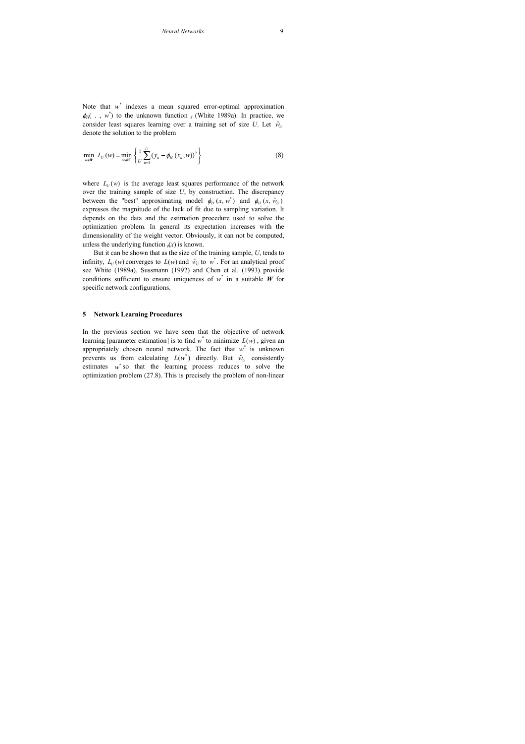Note that $w^*$ indexes a mean squared error-optimal approximation $\phi_H( \ . \ , w^*)$ to the unknown function $\varphi$ (White 1989a). In practice, we consider least squares learning over a training set of size $U$. Let $\hat{w}_U$ denote the solution to the problem

$$\min_{w \in \boldsymbol{W}} L_U(w) = \min_{w \in \boldsymbol{W}} \left\{ \frac{1}{U} \sum_{u=1}^{U} (y_u - \phi_H(x_u, w))^2 \right\} \tag{8}$$

where $L_U(w)$ is the average least squares performance of the network over the training sample of size $U$, by construction. The discrepancy between the "best" approximating model $\phi_H(x, w^*)$ and $\phi_H(x, \hat{w}_U)$ expresses the magnitude of the lack of fit due to sampling variation. It depends on the data and the estimation procedure used to solve the optimization problem. In general its expectation increases with the dimensionality of the weight vector. Obviously, it can not be computed, unless the underlying function $\varphi(x)$ is known.

But it can be shown that as the size of the training sample, $U$, tends to infinity, $L_U(w)$ converges to $L(w)$ and $\hat{w}_U$ to $w^*$. For an analytical proof see White (1989a). Sussmann (1992) and Chen et al. (1993) provide conditions sufficient to ensure uniqueness of $w^*$ in a suitable $\boldsymbol{W}$ for specific network configurations.

## 5 Network Learning Procedures

In the previous section we have seen that the objective of network learning [parameter estimation] is to find $w^*$ to minimize $L(w)$, given an appropriately chosen neural network. The fact that $w^*$ is unknown prevents us from calculating $L(w^*)$ directly. But $\hat{w}_U$ consistently estimates $w^*$ so that the learning process reduces to solve the optimization problem (27.8). This is precisely the problem of non-linear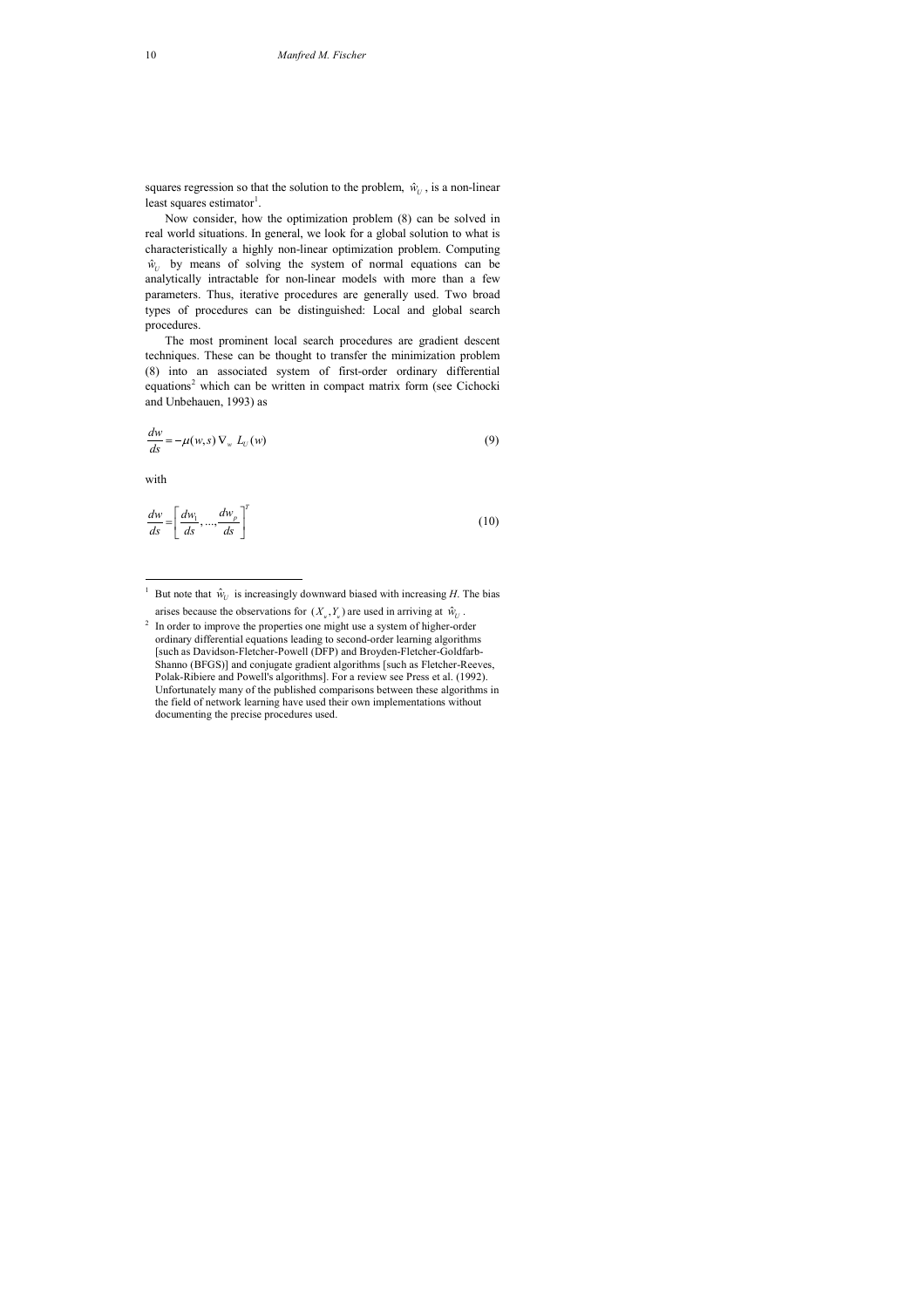squares regression so that the solution to the problem, $\hat{w}_U$, is a non-linear least squares estimator[1].

Now consider, how the optimization problem (8) can be solved in real world situations. In general, we look for a global solution to what is characteristically a highly non-linear optimization problem. Computing $\hat{w}_U$ by means of solving the system of normal equations can be analytically intractable for non-linear models with more than a few parameters. Thus, iterative procedures are generally used. Two broad types of procedures can be distinguished: Local and global search procedures.

The most prominent local search procedures are gradient descent techniques. These can be thought to transfer the minimization problem (8) into an associated system of first-order ordinary differential equations[2] which can be written in compact matrix form (see Cichocki and Unbehauen, 1993) as

$$\frac{dw}{ds} = -\mu(w,s)\,\nabla_w\, L_U(w) \tag{9}$$

with

$$\frac{dw}{ds} = \left[\frac{dw_1}{ds}, \ldots, \frac{dw_p}{ds}\right]^T \tag{10}$$

---

[1] But note that $\hat{w}_U$ is increasingly downward biased with increasing $H$. The bias arises because the observations for $(X_u, Y_u)$ are used in arriving at $\hat{w}_U$.

[2] In order to improve the properties one might use a system of higher-order ordinary differential equations leading to second-order learning algorithms [such as Davidson-Fletcher-Powell (DFP) and Broyden-Fletcher-Goldfarb-Shanno (BFGS)] and conjugate gradient algorithms [such as Fletcher-Reeves, Polak-Ribiere and Powell's algorithms]. For a review see Press et al. (1992). Unfortunately many of the published comparisons between these algorithms in the field of network learning have used their own implementations without documenting the precise procedures used.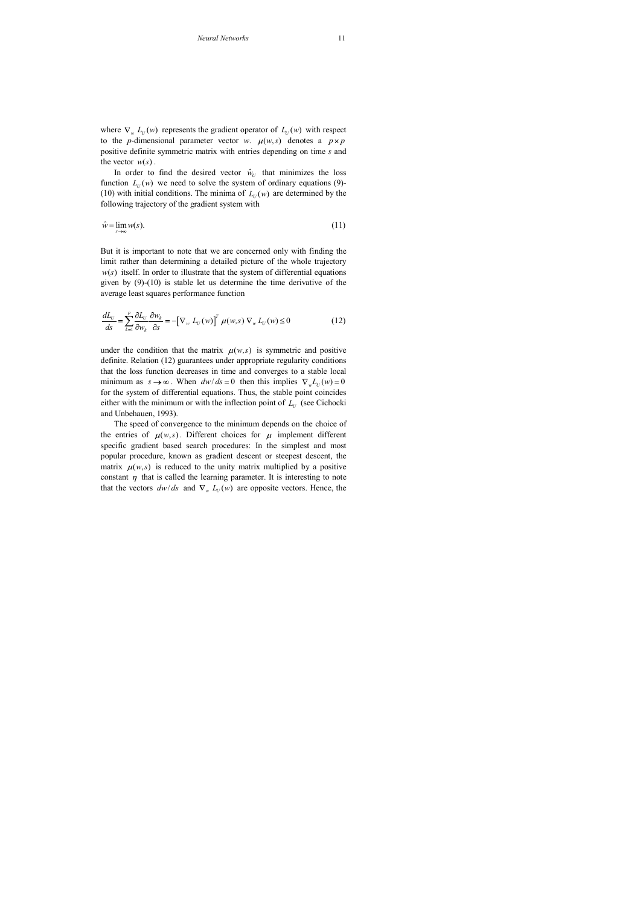where $\nabla_w L_U(w)$ represents the gradient operator of $L_U(w)$ with respect to the $p$-dimensional parameter vector $w$. $\mu(w,s)$ denotes a $p \times p$ positive definite symmetric matrix with entries depending on time $s$ and the vector $w(s)$.

In order to find the desired vector $\hat{w}_U$ that minimizes the loss function $L_U(w)$ we need to solve the system of ordinary equations (9)-(10) with initial conditions. The minima of $L_U(w)$ are determined by the following trajectory of the gradient system with

$$\hat{w} = \lim_{s \to \infty} w(s). \tag{11}$$

But it is important to note that we are concerned only with finding the limit rather than determining a detailed picture of the whole trajectory $w(s)$ itself. In order to illustrate that the system of differential equations given by (9)-(10) is stable let us determine the time derivative of the average least squares performance function

$$\frac{dL_U}{ds} = \sum_{k=1}^{p} \frac{\partial L_U}{\partial w_k} \frac{\partial w_k}{\partial s} = -\left[\nabla_w L_U(w)\right]^T \mu(w,s)\, \nabla_w L_U(w) \le 0 \tag{12}$$

under the condition that the matrix $\mu(w,s)$ is symmetric and positive definite. Relation (12) guarantees under appropriate regularity conditions that the loss function decreases in time and converges to a stable local minimum as $s \to \infty$. When $dw/ds = 0$ then this implies $\nabla_w L_U(w) = 0$ for the system of differential equations. Thus, the stable point coincides either with the minimum or with the inflection point of $L_U$ (see Cichocki and Unbehauen, 1993).

The speed of convergence to the minimum depends on the choice of the entries of $\mu(w,s)$. Different choices for $\mu$ implement different specific gradient based search procedures: In the simplest and most popular procedure, known as gradient descent or steepest descent, the matrix $\mu(w,s)$ is reduced to the unity matrix multiplied by a positive constant $\eta$ that is called the learning parameter. It is interesting to note that the vectors $dw/ds$ and $\nabla_w L_U(w)$ are opposite vectors. Hence, the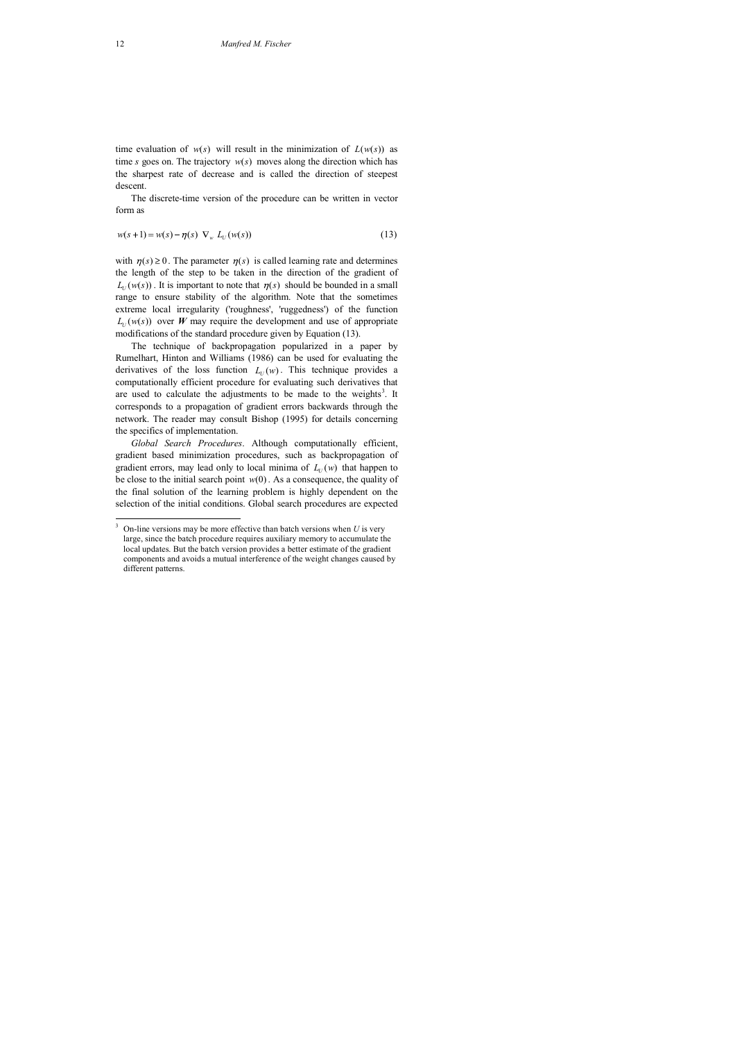time evaluation of $w(s)$ will result in the minimization of $L(w(s))$ as time $s$ goes on. The trajectory $w(s)$ moves along the direction which has the sharpest rate of decrease and is called the direction of steepest descent.

The discrete-time version of the procedure can be written in vector form as

$$w(s+1) = w(s) - \eta(s)\ \nabla_w\ L_U(w(s)) \tag{13}$$

with $\eta(s) \geq 0$. The parameter $\eta(s)$ is called learning rate and determines the length of the step to be taken in the direction of the gradient of $L_U(w(s))$. It is important to note that $\eta(s)$ should be bounded in a small range to ensure stability of the algorithm. Note that the sometimes extreme local irregularity ('roughness', 'ruggedness') of the function $L_U(w(s))$ over $\boldsymbol{W}$ may require the development and use of appropriate modifications of the standard procedure given by Equation (13).

The technique of backpropagation popularized in a paper by Rumelhart, Hinton and Williams (1986) can be used for evaluating the derivatives of the loss function $L_U(w)$. This technique provides a computationally efficient procedure for evaluating such derivatives that are used to calculate the adjustments to be made to the weights[3]. It corresponds to a propagation of gradient errors backwards through the network. The reader may consult Bishop (1995) for details concerning the specifics of implementation.

*Global Search Procedures*. Although computationally efficient, gradient based minimization procedures, such as backpropagation of gradient errors, may lead only to local minima of $L_U(w)$ that happen to be close to the initial search point $w(0)$. As a consequence, the quality of the final solution of the learning problem is highly dependent on the selection of the initial conditions. Global search procedures are expected

[3] On-line versions may be more effective than batch versions when $U$ is very large, since the batch procedure requires auxiliary memory to accumulate the local updates. But the batch version provides a better estimate of the gradient components and avoids a mutual interference of the weight changes caused by different patterns.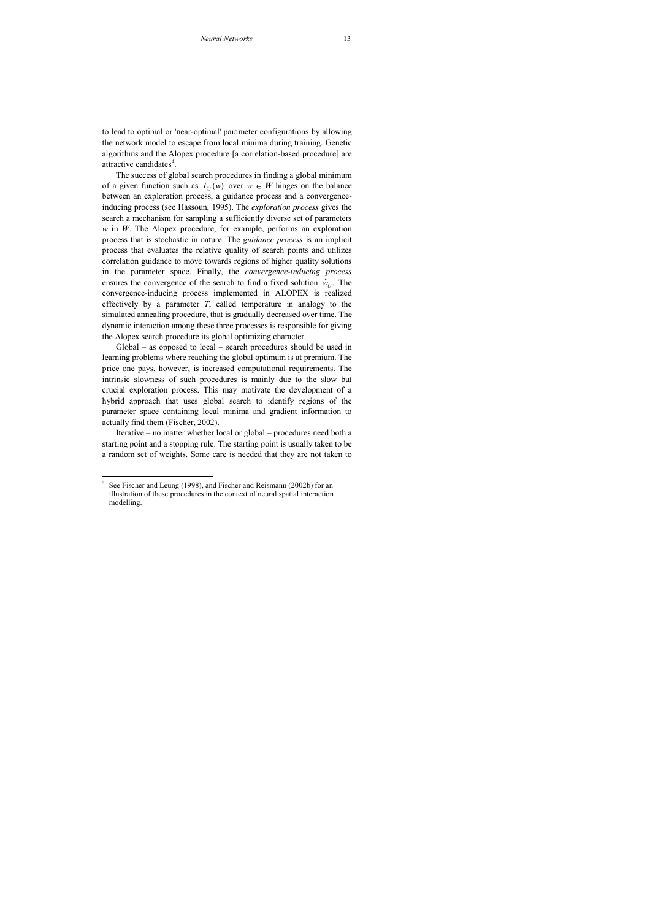to lead to optimal or 'near-optimal' parameter configurations by allowing the network model to escape from local minima during training. Genetic algorithms and the Alopex procedure [a correlation-based procedure] are attractive candidates[4].

The success of global search procedures in finding a global minimum of a given function such as $L_U(w)$ over $w \in \boldsymbol{W}$ hinges on the balance between an exploration process, a guidance process and a convergence-inducing process (see Hassoun, 1995). The *exploration process* gives the search a mechanism for sampling a sufficiently diverse set of parameters $w$ in $\boldsymbol{W}$. The Alopex procedure, for example, performs an exploration process that is stochastic in nature. The *guidance process* is an implicit process that evaluates the relative quality of search points and utilizes correlation guidance to move towards regions of higher quality solutions in the parameter space. Finally, the *convergence-inducing process* ensures the convergence of the search to find a fixed solution $\hat{w}_U$. The convergence-inducing process implemented in ALOPEX is realized effectively by a parameter $T$, called temperature in analogy to the simulated annealing procedure, that is gradually decreased over time. The dynamic interaction among these three processes is responsible for giving the Alopex search procedure its global optimizing character.

Global – as opposed to local – search procedures should be used in learning problems where reaching the global optimum is at premium. The price one pays, however, is increased computational requirements. The intrinsic slowness of such procedures is mainly due to the slow but crucial exploration process. This may motivate the development of a hybrid approach that uses global search to identify regions of the parameter space containing local minima and gradient information to actually find them (Fischer, 2002).

Iterative – no matter whether local or global – procedures need both a starting point and a stopping rule. The starting point is usually taken to be a random set of weights. Some care is needed that they are not taken to

[4] See Fischer and Leung (1998), and Fischer and Reismann (2002b) for an illustration of these procedures in the context of neural spatial interaction modelling.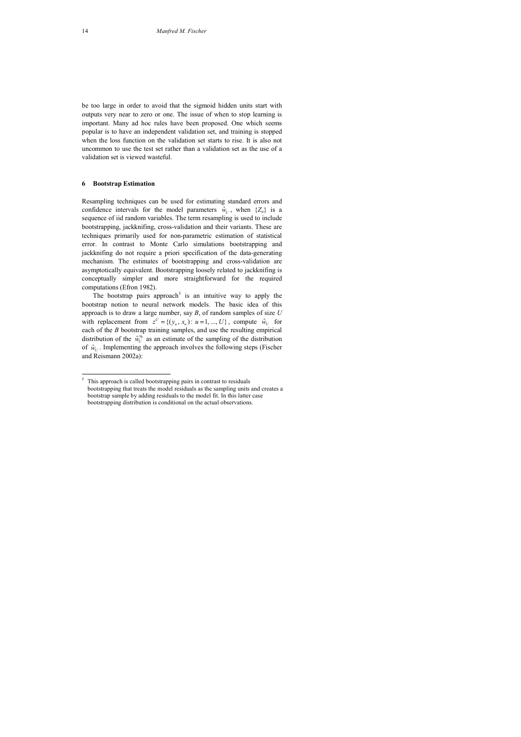be too large in order to avoid that the sigmoid hidden units start with outputs very near to zero or one. The issue of when to stop learning is important. Many ad hoc rules have been proposed. One which seems popular is to have an independent validation set, and training is stopped when the loss function on the validation set starts to rise. It is also not uncommon to use the test set rather than a validation set as the use of a validation set is viewed wasteful.

## 6 Bootstrap Estimation

Resampling techniques can be used for estimating standard errors and confidence intervals for the model parameters $\hat{w}_U$, when $\{Z_u\}$ is a sequence of iid random variables. The term resampling is used to include bootstrapping, jackknifing, cross-validation and their variants. These are techniques primarily used for non-parametric estimation of statistical error. In contrast to Monte Carlo simulations bootstrapping and jackknifing do not require a priori specification of the data-generating mechanism. The estimates of bootstrapping and cross-validation are asymptotically equivalent. Bootstrapping loosely related to jackknifing is conceptually simpler and more straightforward for the required computations (Efron 1982).

The bootstrap pairs approach[5] is an intuitive way to apply the bootstrap notion to neural network models. The basic idea of this approach is to draw a large number, say $B$, of random samples of size $U$ with replacement from $z^U = \{(y_u, x_u): u = 1, ..., U\}$, compute $\hat{w}_U$ for each of the $B$ bootstrap training samples, and use the resulting empirical distribution of the $\hat{w}_U^{*b}$ as an estimate of the sampling of the distribution of $\hat{w}_U$. Implementing the approach involves the following steps (Fischer and Reismann 2002a):

[5] This approach is called bootstrapping pairs in contrast to residuals bootstrapping that treats the model residuals as the sampling units and creates a bootstrap sample by adding residuals to the model fit. In this latter case bootstrapping distribution is conditional on the actual observations.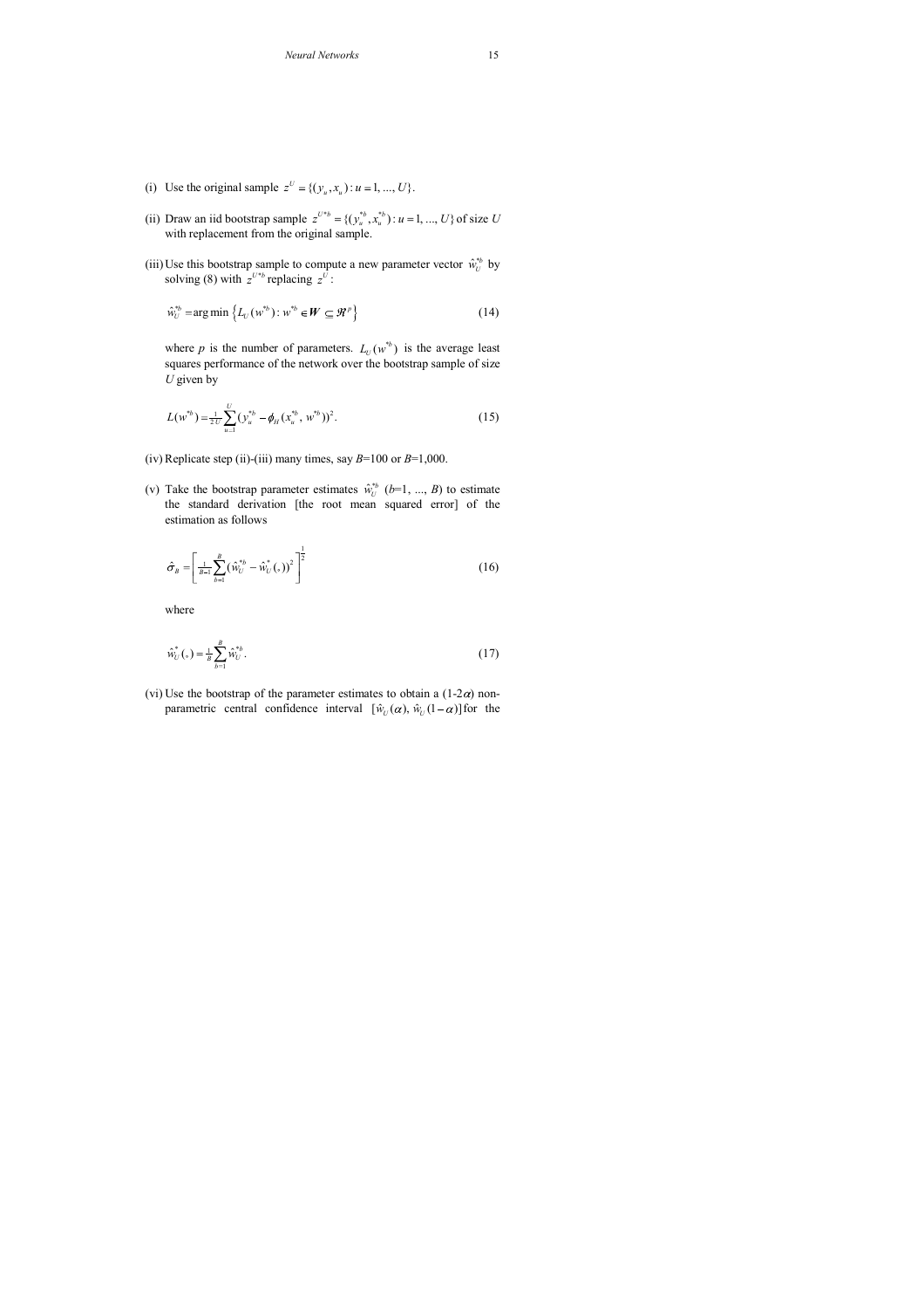(i) Use the original sample $z^U = \{(y_u, x_u) : u = 1, ..., U\}$.

(ii) Draw an iid bootstrap sample $z^{U*b} = \{(y_u^{*b}, x_u^{*b}) : u = 1, ..., U\}$ of size $U$ with replacement from the original sample.

(iii) Use this bootstrap sample to compute a new parameter vector $\hat{w}_U^{*b}$ by solving (8) with $z^{U*b}$ replacing $z^U$:

$$\hat{w}_U^{*b} = \arg\min \left\{ L_U(w^{*b}) : w^{*b} \in \boldsymbol{W} \subseteq \Re^p \right\} \tag{14}$$

where $p$ is the number of parameters. $L_U(w^{*b})$ is the average least squares performance of the network over the bootstrap sample of size $U$ given by

$$L(w^{*b}) = \tfrac{1}{2U} \sum_{u=1}^{U} (y_u^{*b} - \phi_H(x_u^{*b}, w^{*b}))^2. \tag{15}$$

(iv) Replicate step (ii)-(iii) many times, say $B$=100 or $B$=1,000.

(v) Take the bootstrap parameter estimates $\hat{w}_U^{*b}$ ($b$=1, ..., $B$) to estimate the standard derivation [the root mean squared error] of the estimation as follows

$$\hat{\sigma}_B = \left[ \tfrac{1}{B-1} \sum_{b=1}^{B} (\hat{w}_U^{*b} - \hat{w}_U^{*}(\cdot))^2 \right]^{\frac{1}{2}} \tag{16}$$

where

$$\hat{w}_U^{*}(\cdot) = \tfrac{1}{B} \sum_{b=1}^{B} \hat{w}_U^{*b}. \tag{17}$$

(vi) Use the bootstrap of the parameter estimates to obtain a (1-2$\alpha$) non-parametric central confidence interval $[\hat{w}_U(\alpha), \hat{w}_U(1-\alpha)]$ for the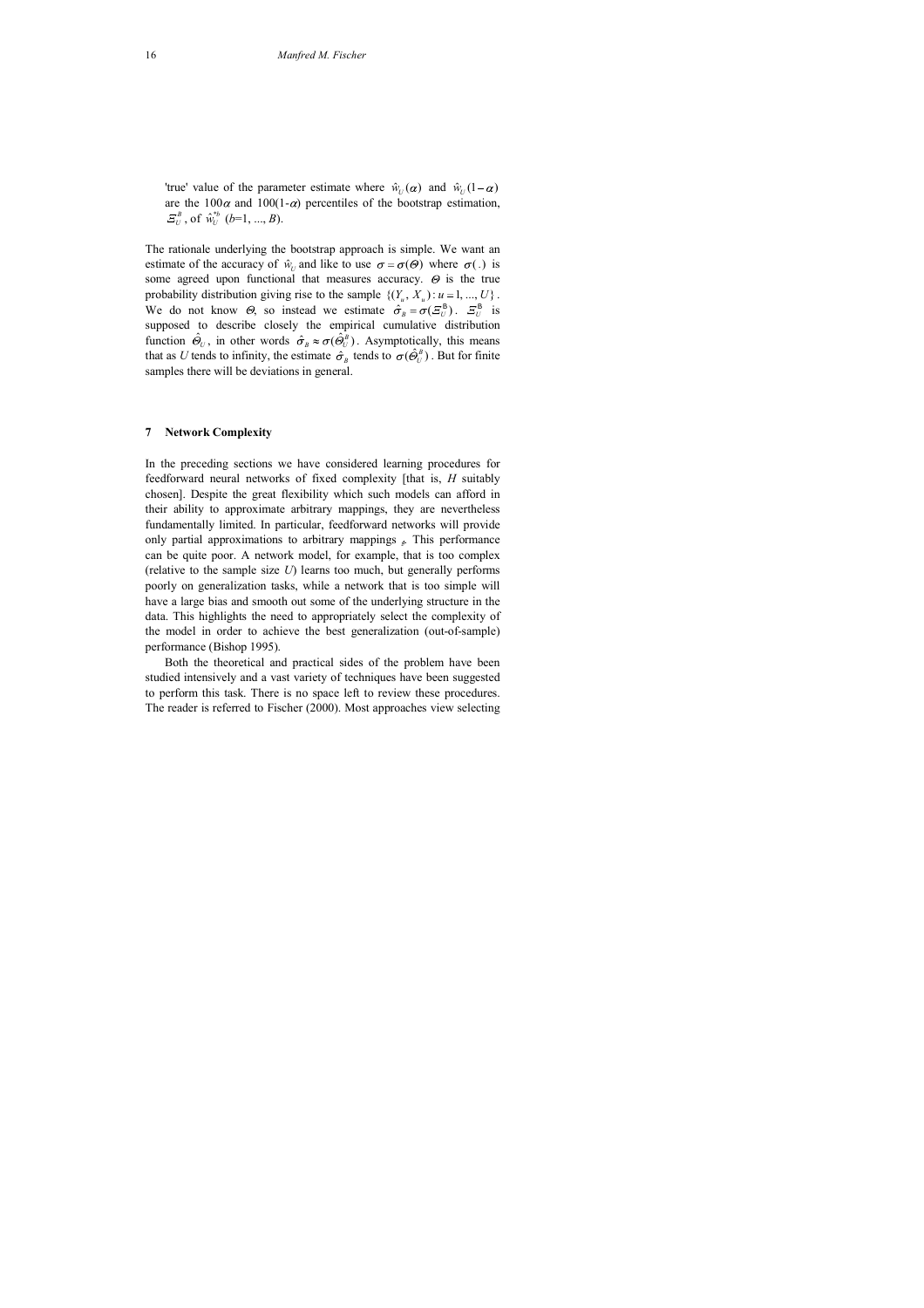'true' value of the parameter estimate where $\hat{w}_U(\alpha)$ and $\hat{w}_U(1-\alpha)$ are the $100\alpha$ and $100(1-\alpha)$ percentiles of the bootstrap estimation, $\Xi_U^B$, of $\hat{w}_U^{*b}$ ($b$=1, ..., $B$).

The rationale underlying the bootstrap approach is simple. We want an estimate of the accuracy of $\hat{w}_U$ and like to use $\sigma = \sigma(\Theta)$ where $\sigma(.)$ is some agreed upon functional that measures accuracy. $\Theta$ is the true probability distribution giving rise to the sample $\{(Y_u, X_u): u = 1, ..., U\}$. We do not know $\Theta$, so instead we estimate $\hat{\sigma}_B = \sigma(\Xi_U^B)$. $\Xi_U^B$ is supposed to describe closely the empirical cumulative distribution function $\hat{\Theta}_U$, in other words $\hat{\sigma}_B \approx \sigma(\hat{\Theta}_U^B)$. Asymptotically, this means that as $U$ tends to infinity, the estimate $\hat{\sigma}_B$ tends to $\sigma(\hat{\Theta}_U^B)$. But for finite samples there will be deviations in general.

## 7 Network Complexity

In the preceding sections we have considered learning procedures for feedforward neural networks of fixed complexity [that is, $H$ suitably chosen]. Despite the great flexibility which such models can afford in their ability to approximate arbitrary mappings, they are nevertheless fundamentally limited. In particular, feedforward networks will provide only partial approximations to arbitrary mappings $\varphi$. This performance can be quite poor. A network model, for example, that is too complex (relative to the sample size $U$) learns too much, but generally performs poorly on generalization tasks, while a network that is too simple will have a large bias and smooth out some of the underlying structure in the data. This highlights the need to appropriately select the complexity of the model in order to achieve the best generalization (out-of-sample) performance (Bishop 1995).

Both the theoretical and practical sides of the problem have been studied intensively and a vast variety of techniques have been suggested to perform this task. There is no space left to review these procedures. The reader is referred to Fischer (2000). Most approaches view selecting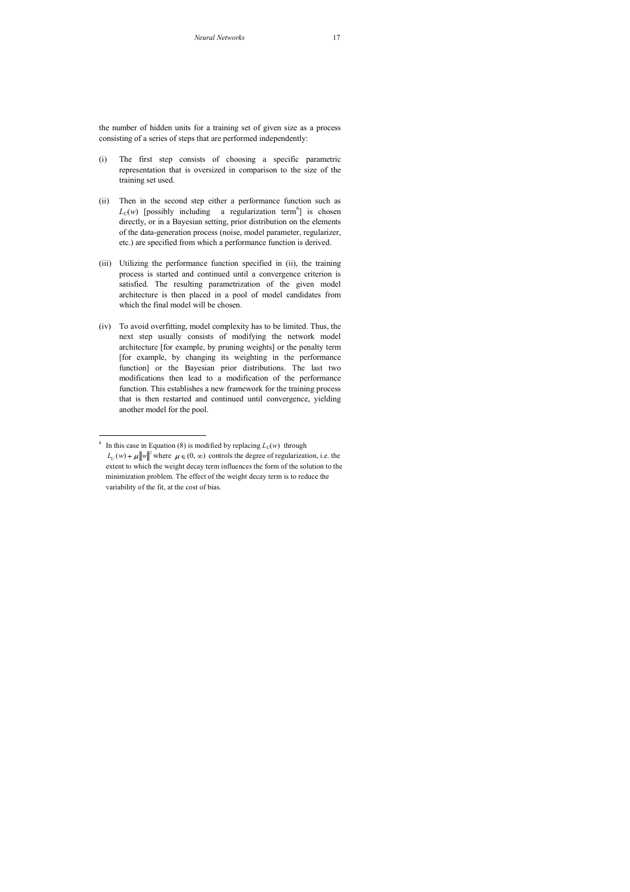the number of hidden units for a training set of given size as a process consisting of a series of steps that are performed independently:

(i) The first step consists of choosing a specific parametric representation that is oversized in comparison to the size of the training set used.

(ii) Then in the second step either a performance function such as $L_U(w)$ [possibly including a regularization term[6]] is chosen directly, or in a Bayesian setting, prior distribution on the elements of the data-generation process (noise, model parameter, regularizer, etc.) are specified from which a performance function is derived.

(iii) Utilizing the performance function specified in (ii), the training process is started and continued until a convergence criterion is satisfied. The resulting parametrization of the given model architecture is then placed in a pool of model candidates from which the final model will be chosen.

(iv) To avoid overfitting, model complexity has to be limited. Thus, the next step usually consists of modifying the network model architecture [for example, by pruning weights] or the penalty term [for example, by changing its weighting in the performance function] or the Bayesian prior distributions. The last two modifications then lead to a modification of the performance function. This establishes a new framework for the training process that is then restarted and continued until convergence, yielding another model for the pool.

---

[6] In this case in Equation (8) is modified by replacing $L_U(w)$ through $L_U(w) + \mu \|w\|^2$ where $\mu \in (0, \infty)$ controls the degree of regularization, i.e. the extent to which the weight decay term influences the form of the solution to the minimization problem. The effect of the weight decay term is to reduce the variability of the fit, at the cost of bias.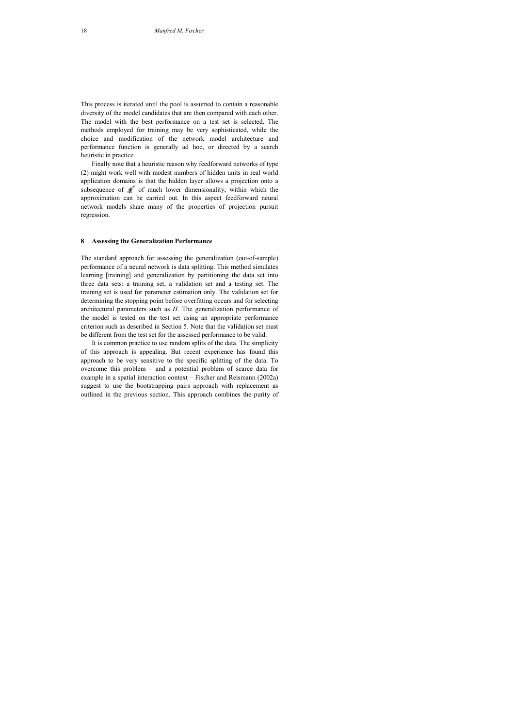This process is iterated until the pool is assumed to contain a reasonable diversity of the model candidates that are then compared with each other. The model with the best performance on a test set is selected. The methods employed for training may be very sophisticated, while the choice and modification of the network model architecture and performance function is generally ad hoc, or directed by a search heuristic in practice.

Finally note that a heuristic reason why feedforward networks of type (2) might work well with modest numbers of hidden units in real world application domains is that the hidden layer allows a projection onto a subsequence of $\mathbb{R}^N$ of much lower dimensionality, within which the approximation can be carried out. In this aspect feedforward neural network models share many of the properties of projection pursuit regression.

## 8 Assessing the Generalization Performance

The standard approach for assessing the generalization (out-of-sample) performance of a neural network is data splitting. This method simulates learning [training] and generalization by partitioning the data set into three data sets: a training set, a validation set and a testing set. The training set is used for parameter estimation only. The validation set for determining the stopping point before overfitting occurs and for selecting architectural parameters such as $H$. The generalization performance of the model is tested on the test set using an appropriate performance criterion such as described in Section 5. Note that the validation set must be different from the test set for the assessed performance to be valid.

It is common practice to use random splits of the data. The simplicity of this approach is appealing. But recent experience has found this approach to be very sensitive to the specific splitting of the data. To overcome this problem – and a potential problem of scarce data for example in a spatial interaction context – Fischer and Reismann (2002a) suggest to use the bootstrapping pairs approach with replacement as outlined in the previous section. This approach combines the purity of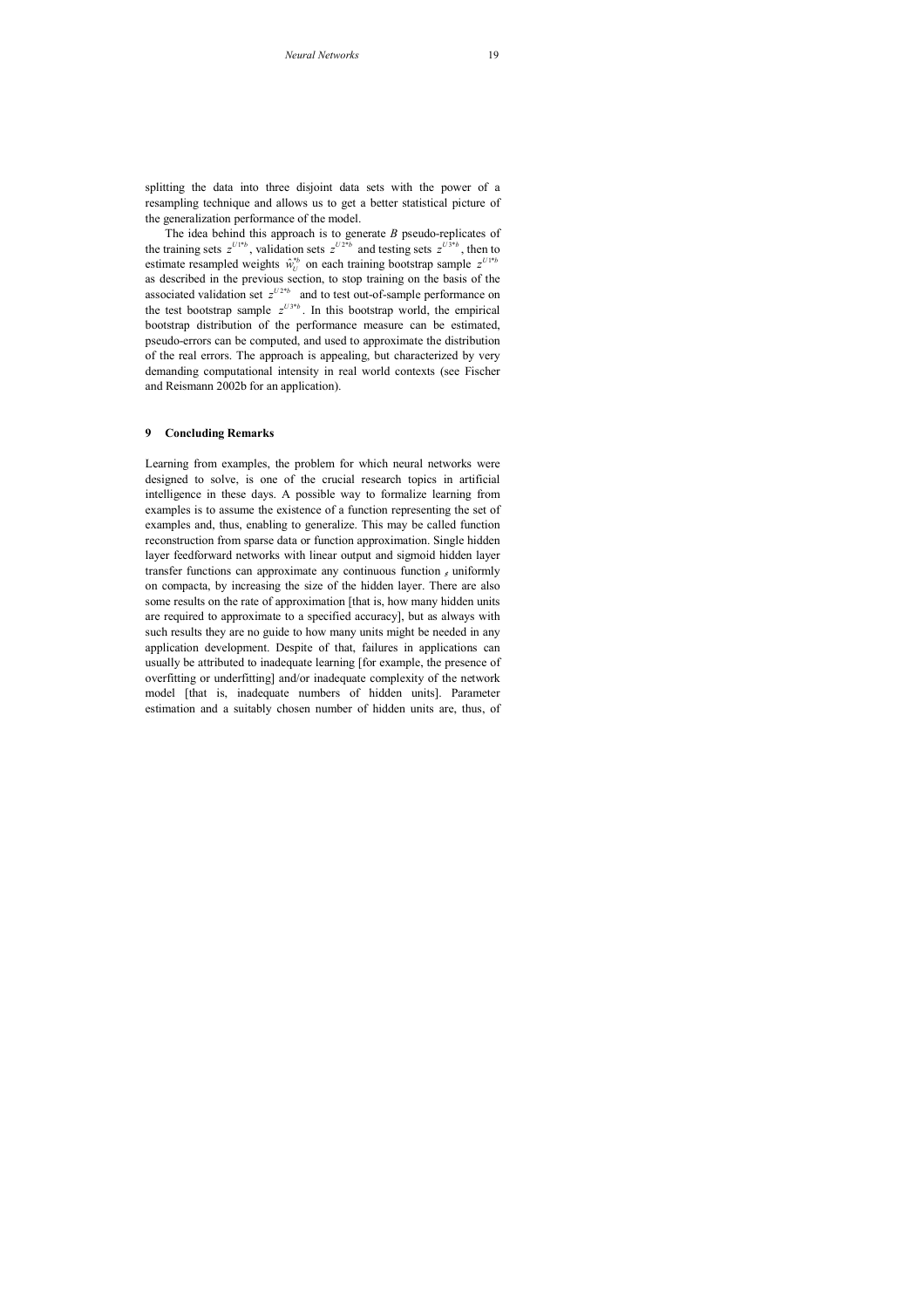splitting the data into three disjoint data sets with the power of a resampling technique and allows us to get a better statistical picture of the generalization performance of the model.

The idea behind this approach is to generate *B* pseudo-replicates of the training sets $z^{U1*b}$, validation sets $z^{U2*b}$ and testing sets $z^{U3*b}$, then to estimate resampled weights $\hat{w}_U^{*b}$ on each training bootstrap sample $z^{U1*b}$ as described in the previous section, to stop training on the basis of the associated validation set $z^{U2*b}$ and to test out-of-sample performance on the test bootstrap sample $z^{U3*b}$. In this bootstrap world, the empirical bootstrap distribution of the performance measure can be estimated, pseudo-errors can be computed, and used to approximate the distribution of the real errors. The approach is appealing, but characterized by very demanding computational intensity in real world contexts (see Fischer and Reismann 2002b for an application).

## 9 Concluding Remarks

Learning from examples, the problem for which neural networks were designed to solve, is one of the crucial research topics in artificial intelligence in these days. A possible way to formalize learning from examples is to assume the existence of a function representing the set of examples and, thus, enabling to generalize. This may be called function reconstruction from sparse data or function approximation. Single hidden layer feedforward networks with linear output and sigmoid hidden layer transfer functions can approximate any continuous function $_{\delta}$ uniformly on compacta, by increasing the size of the hidden layer. There are also some results on the rate of approximation [that is, how many hidden units are required to approximate to a specified accuracy], but as always with such results they are no guide to how many units might be needed in any application development. Despite of that, failures in applications can usually be attributed to inadequate learning [for example, the presence of overfitting or underfitting] and/or inadequate complexity of the network model [that is, inadequate numbers of hidden units]. Parameter estimation and a suitably chosen number of hidden units are, thus, of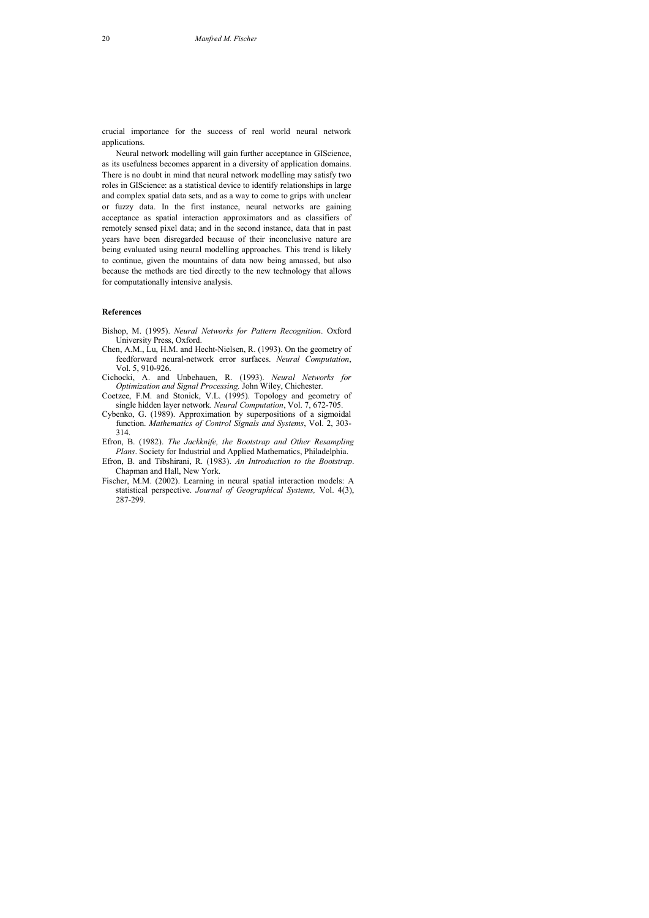crucial importance for the success of real world neural network applications.

Neural network modelling will gain further acceptance in GIScience, as its usefulness becomes apparent in a diversity of application domains. There is no doubt in mind that neural network modelling may satisfy two roles in GIScience: as a statistical device to identify relationships in large and complex spatial data sets, and as a way to come to grips with unclear or fuzzy data. In the first instance, neural networks are gaining acceptance as spatial interaction approximators and as classifiers of remotely sensed pixel data; and in the second instance, data that in past years have been disregarded because of their inconclusive nature are being evaluated using neural modelling approaches. This trend is likely to continue, given the mountains of data now being amassed, but also because the methods are tied directly to the new technology that allows for computationally intensive analysis.

## References

Bishop, M. (1995). *Neural Networks for Pattern Recognition*. Oxford University Press, Oxford.

Chen, A.M., Lu, H.M. and Hecht-Nielsen, R. (1993). On the geometry of feedforward neural-network error surfaces. *Neural Computation*, Vol. 5, 910-926.

Cichocki, A. and Unbehauen, R. (1993). *Neural Networks for Optimization and Signal Processing.* John Wiley, Chichester.

Coetzee, F.M. and Stonick, V.L. (1995). Topology and geometry of single hidden layer network. *Neural Computation*, Vol. 7, 672-705.

Cybenko, G. (1989). Approximation by superpositions of a sigmoidal function. *Mathematics of Control Signals and Systems*, Vol. 2, 303-314.

Efron, B. (1982). *The Jackknife, the Bootstrap and Other Resampling Plans*. Society for Industrial and Applied Mathematics, Philadelphia.

Efron, B. and Tibshirani, R. (1983). *An Introduction to the Bootstrap*. Chapman and Hall, New York.

Fischer, M.M. (2002). Learning in neural spatial interaction models: A statistical perspective. *Journal of Geographical Systems,* Vol. 4(3), 287-299.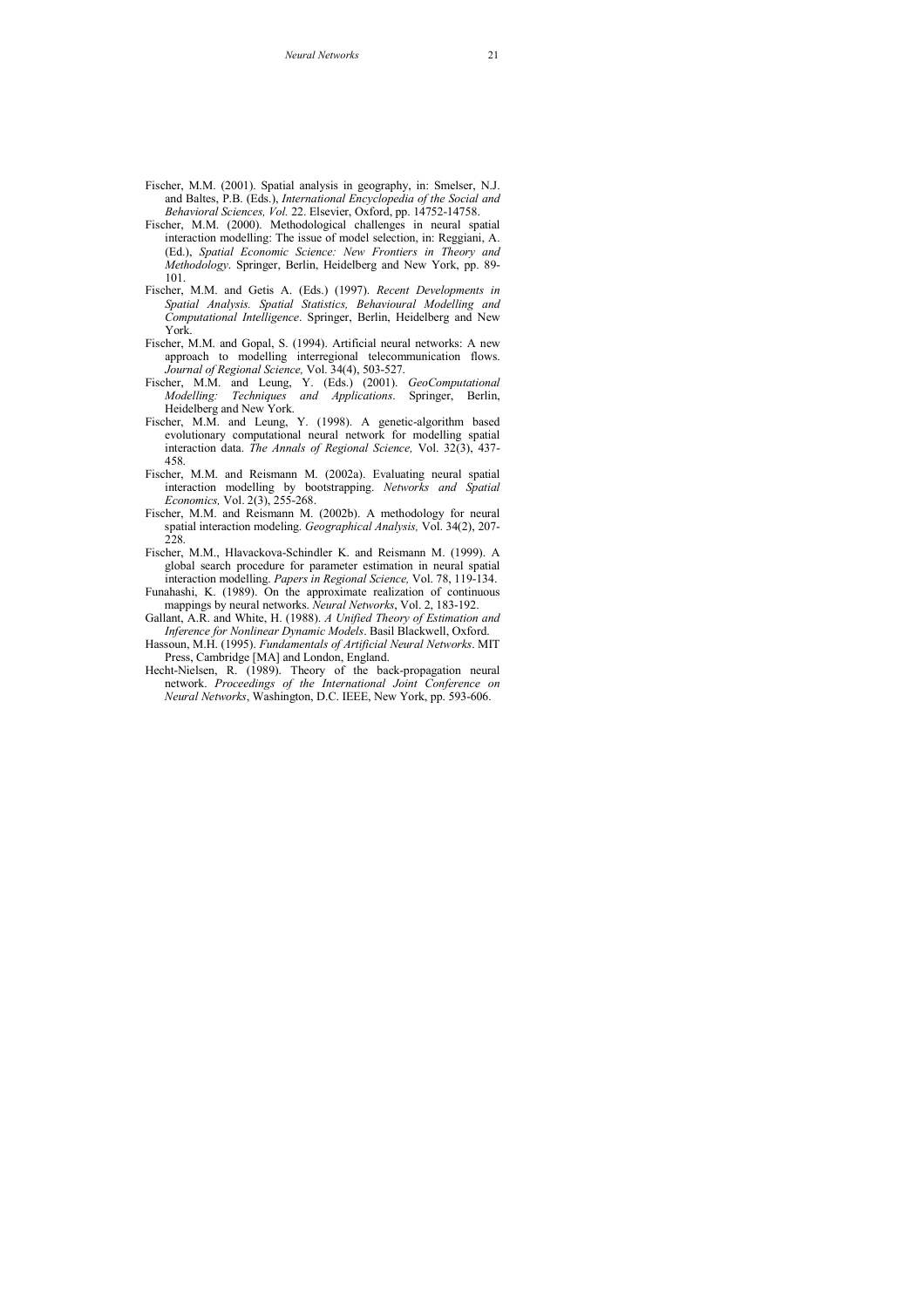Fischer, M.M. (2001). Spatial analysis in geography, in: Smelser, N.J. and Baltes, P.B. (Eds.), *International Encyclopedia of the Social and Behavioral Sciences, Vol.* 22. Elsevier, Oxford, pp. 14752-14758.

Fischer, M.M. (2000). Methodological challenges in neural spatial interaction modelling: The issue of model selection, in: Reggiani, A. (Ed.), *Spatial Economic Science: New Frontiers in Theory and Methodology*. Springer, Berlin, Heidelberg and New York, pp. 89-101.

Fischer, M.M. and Getis A. (Eds.) (1997). *Recent Developments in Spatial Analysis. Spatial Statistics, Behavioural Modelling and Computational Intelligence*. Springer, Berlin, Heidelberg and New York.

Fischer, M.M. and Gopal, S. (1994). Artificial neural networks: A new approach to modelling interregional telecommunication flows. *Journal of Regional Science,* Vol. 34(4), 503-527.

Fischer, M.M. and Leung, Y. (Eds.) (2001). *GeoComputational Modelling: Techniques and Applications*. Springer, Berlin, Heidelberg and New York.

Fischer, M.M. and Leung, Y. (1998). A genetic-algorithm based evolutionary computational neural network for modelling spatial interaction data. *The Annals of Regional Science,* Vol. 32(3), 437-458.

Fischer, M.M. and Reismann M. (2002a). Evaluating neural spatial interaction modelling by bootstrapping. *Networks and Spatial Economics,* Vol. 2(3), 255-268.

Fischer, M.M. and Reismann M. (2002b). A methodology for neural spatial interaction modeling. *Geographical Analysis,* Vol. 34(2), 207-228.

Fischer, M.M., Hlavackova-Schindler K. and Reismann M. (1999). A global search procedure for parameter estimation in neural spatial interaction modelling. *Papers in Regional Science,* Vol. 78, 119-134.

Funahashi, K. (1989). On the approximate realization of continuous mappings by neural networks. *Neural Networks*, Vol. 2, 183-192.

Gallant, A.R. and White, H. (1988). *A Unified Theory of Estimation and Inference for Nonlinear Dynamic Models*. Basil Blackwell, Oxford.

Hassoun, M.H. (1995). *Fundamentals of Artificial Neural Networks*. MIT Press, Cambridge [MA] and London, England.

Hecht-Nielsen, R. (1989). Theory of the back-propagation neural network. *Proceedings of the International Joint Conference on Neural Networks*, Washington, D.C. IEEE, New York, pp. 593-606.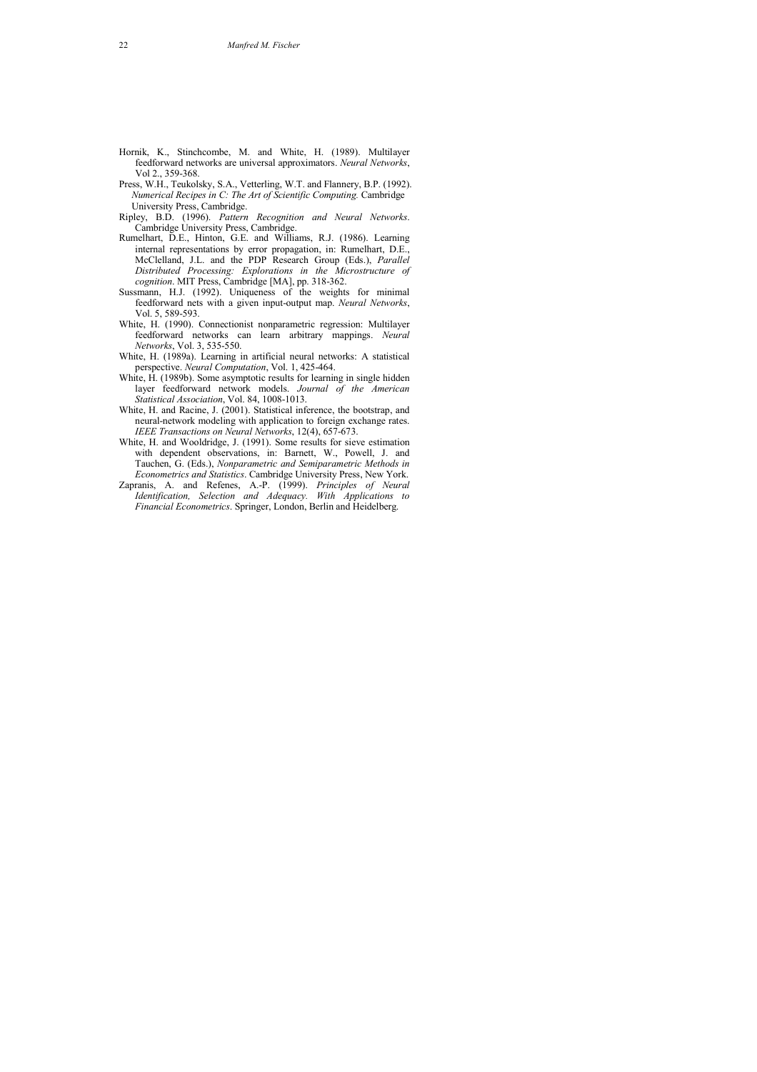Hornik, K., Stinchcombe, M. and White, H. (1989). Multilayer feedforward networks are universal approximators. *Neural Networks*, Vol 2., 359-368.

Press, W.H., Teukolsky, S.A., Vetterling, W.T. and Flannery, B.P. (1992). *Numerical Recipes in C: The Art of Scientific Computing.* Cambridge University Press, Cambridge.

Ripley, B.D. (1996). *Pattern Recognition and Neural Networks*. Cambridge University Press, Cambridge.

Rumelhart, D.E., Hinton, G.E. and Williams, R.J. (1986). Learning internal representations by error propagation, in: Rumelhart, D.E., McClelland, J.L. and the PDP Research Group (Eds.), *Parallel Distributed Processing: Explorations in the Microstructure of cognition*. MIT Press, Cambridge [MA], pp. 318-362.

Sussmann, H.J. (1992). Uniqueness of the weights for minimal feedforward nets with a given input-output map. *Neural Networks*, Vol. 5, 589-593.

White, H. (1990). Connectionist nonparametric regression: Multilayer feedforward networks can learn arbitrary mappings. *Neural Networks*, Vol. 3, 535-550.

White, H. (1989a). Learning in artificial neural networks: A statistical perspective. *Neural Computation*, Vol. 1, 425-464.

White, H. (1989b). Some asymptotic results for learning in single hidden layer feedforward network models. *Journal of the American Statistical Association*, Vol. 84, 1008-1013.

White, H. and Racine, J. (2001). Statistical inference, the bootstrap, and neural-network modeling with application to foreign exchange rates. *IEEE Transactions on Neural Networks*, 12(4), 657-673.

White, H. and Wooldridge, J. (1991). Some results for sieve estimation with dependent observations, in: Barnett, W., Powell, J. and Tauchen, G. (Eds.), *Nonparametric and Semiparametric Methods in Econometrics and Statistics*. Cambridge University Press, New York.

Zapranis, A. and Refenes, A.-P. (1999). *Principles of Neural Identification, Selection and Adequacy. With Applications to Financial Econometrics*. Springer, London, Berlin and Heidelberg.